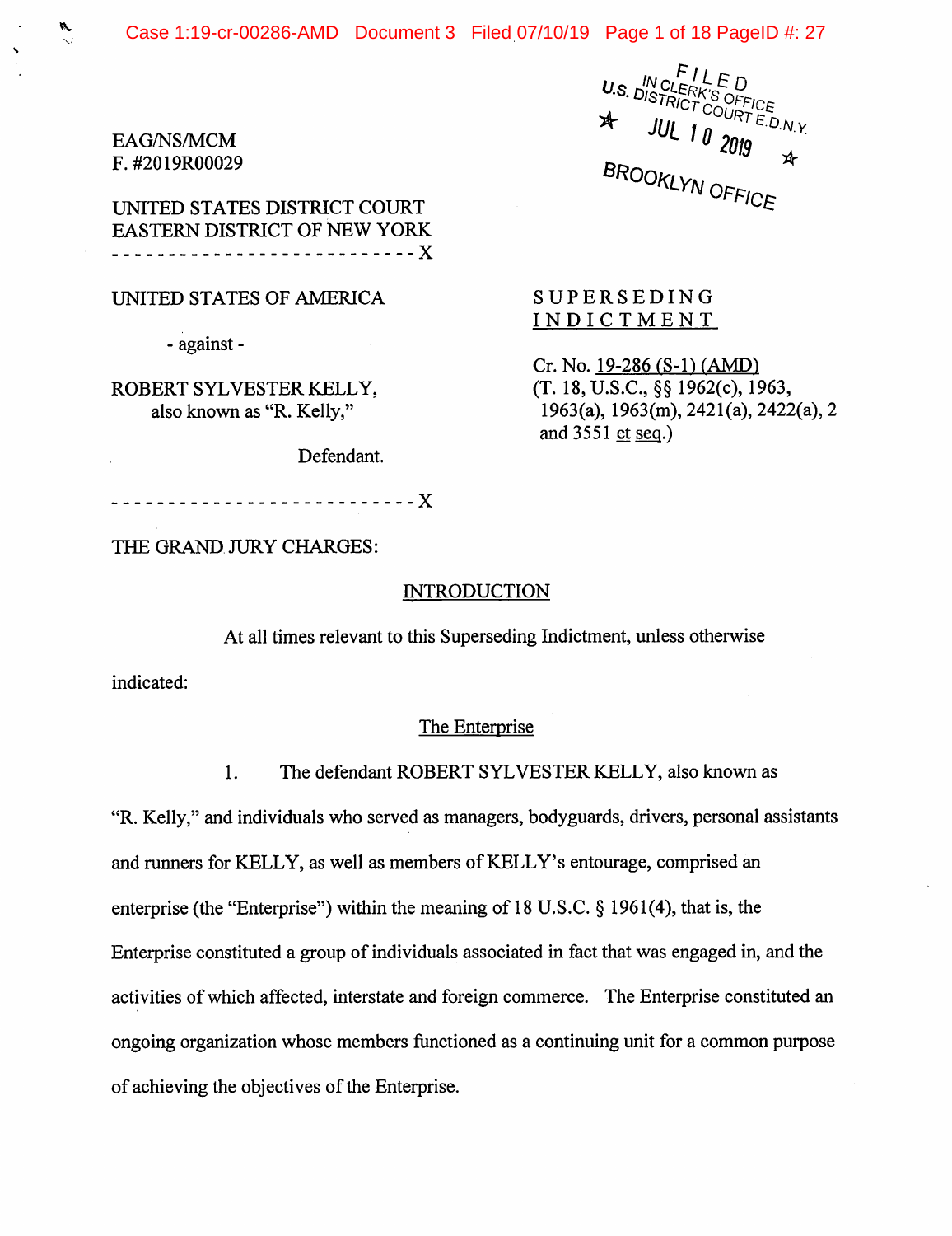EAG/NS/MCM
F. #2019R00029

FILED
IN CLERK'S OFFICE
U.S. DISTRICT COURT E.D.N.Y.
★ JUL 10 2019 ★
BROOKLYN OFFICE

UNITED STATES DISTRICT COURT
EASTERN DISTRICT OF NEW YORK
- - - - - - - - - - - - - - - - - - - - - - - - - - X

UNITED STATES OF AMERICA

- against -

ROBERT SYLVESTER KELLY,
also known as "R. Kelly,"

Defendant.

- - - - - - - - - - - - - - - - - - - - - - - - - - X

SUPERSEDING INDICTMENT

Cr. No. 19-286 (S-1) (AMD)
(T. 18, U.S.C., §§ 1962(c), 1963, 1963(a), 1963(m), 2421(a), 2422(a), 2 and 3551 et seq.)

THE GRAND JURY CHARGES:

## INTRODUCTION

At all times relevant to this Superseding Indictment, unless otherwise indicated:

### The Enterprise

1. The defendant ROBERT SYLVESTER KELLY, also known as "R. Kelly," and individuals who served as managers, bodyguards, drivers, personal assistants and runners for KELLY, as well as members of KELLY's entourage, comprised an enterprise (the "Enterprise") within the meaning of 18 U.S.C. § 1961(4), that is, the Enterprise constituted a group of individuals associated in fact that was engaged in, and the activities of which affected, interstate and foreign commerce. The Enterprise constituted an ongoing organization whose members functioned as a continuing unit for a common purpose of achieving the objectives of the Enterprise.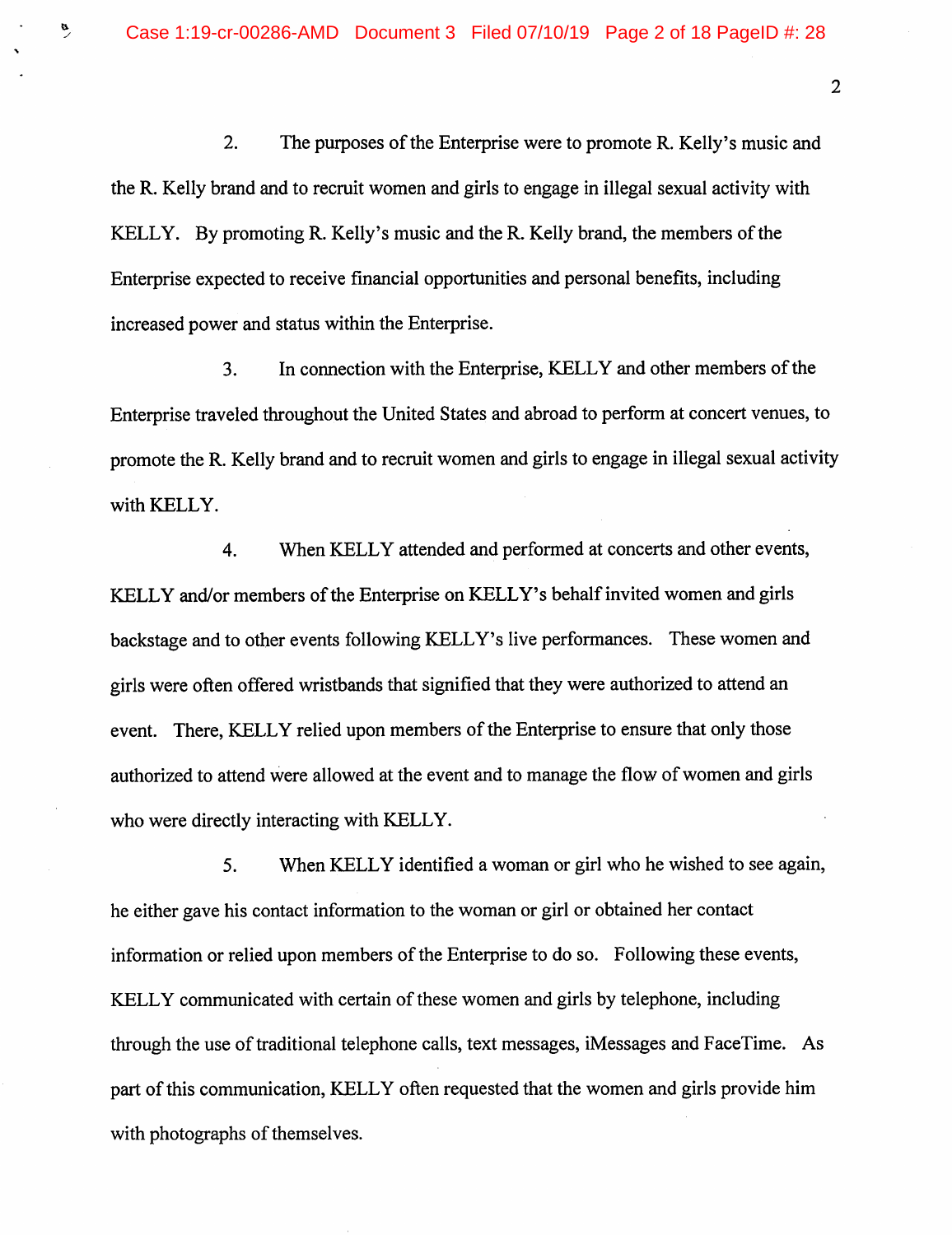2. The purposes of the Enterprise were to promote R. Kelly's music and the R. Kelly brand and to recruit women and girls to engage in illegal sexual activity with KELLY. By promoting R. Kelly's music and the R. Kelly brand, the members of the Enterprise expected to receive financial opportunities and personal benefits, including increased power and status within the Enterprise.

3. In connection with the Enterprise, KELLY and other members of the Enterprise traveled throughout the United States and abroad to perform at concert venues, to promote the R. Kelly brand and to recruit women and girls to engage in illegal sexual activity with KELLY.

4. When KELLY attended and performed at concerts and other events, KELLY and/or members of the Enterprise on KELLY's behalf invited women and girls backstage and to other events following KELLY's live performances. These women and girls were often offered wristbands that signified that they were authorized to attend an event. There, KELLY relied upon members of the Enterprise to ensure that only those authorized to attend were allowed at the event and to manage the flow of women and girls who were directly interacting with KELLY.

5. When KELLY identified a woman or girl who he wished to see again, he either gave his contact information to the woman or girl or obtained her contact information or relied upon members of the Enterprise to do so. Following these events, KELLY communicated with certain of these women and girls by telephone, including through the use of traditional telephone calls, text messages, iMessages and FaceTime. As part of this communication, KELLY often requested that the women and girls provide him with photographs of themselves.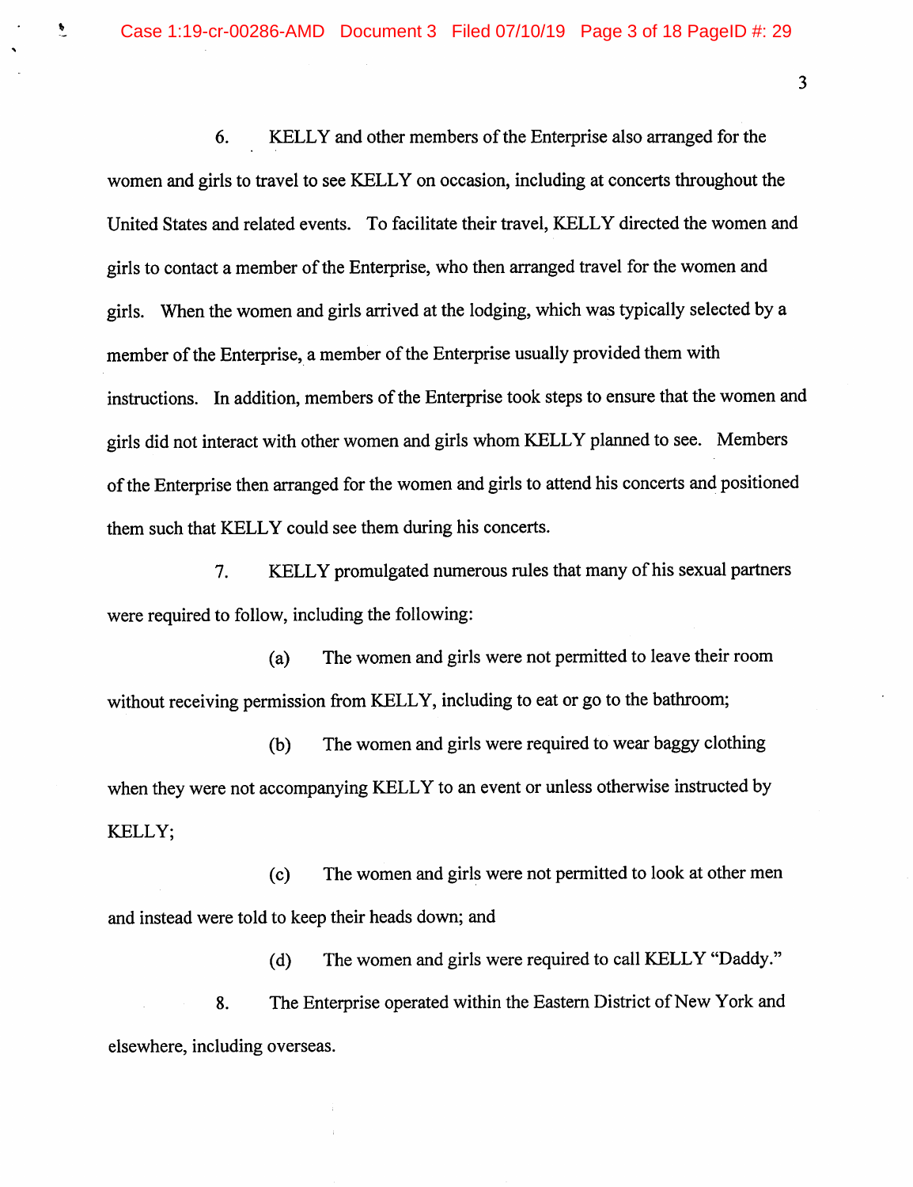6. KELLY and other members of the Enterprise also arranged for the women and girls to travel to see KELLY on occasion, including at concerts throughout the United States and related events. To facilitate their travel, KELLY directed the women and girls to contact a member of the Enterprise, who then arranged travel for the women and girls. When the women and girls arrived at the lodging, which was typically selected by a member of the Enterprise, a member of the Enterprise usually provided them with instructions. In addition, members of the Enterprise took steps to ensure that the women and girls did not interact with other women and girls whom KELLY planned to see. Members of the Enterprise then arranged for the women and girls to attend his concerts and positioned them such that KELLY could see them during his concerts.

7. KELLY promulgated numerous rules that many of his sexual partners were required to follow, including the following:

(a) The women and girls were not permitted to leave their room without receiving permission from KELLY, including to eat or go to the bathroom;

(b) The women and girls were required to wear baggy clothing when they were not accompanying KELLY to an event or unless otherwise instructed by KELLY;

(c) The women and girls were not permitted to look at other men and instead were told to keep their heads down; and

(d) The women and girls were required to call KELLY "Daddy."

8. The Enterprise operated within the Eastern District of New York and elsewhere, including overseas.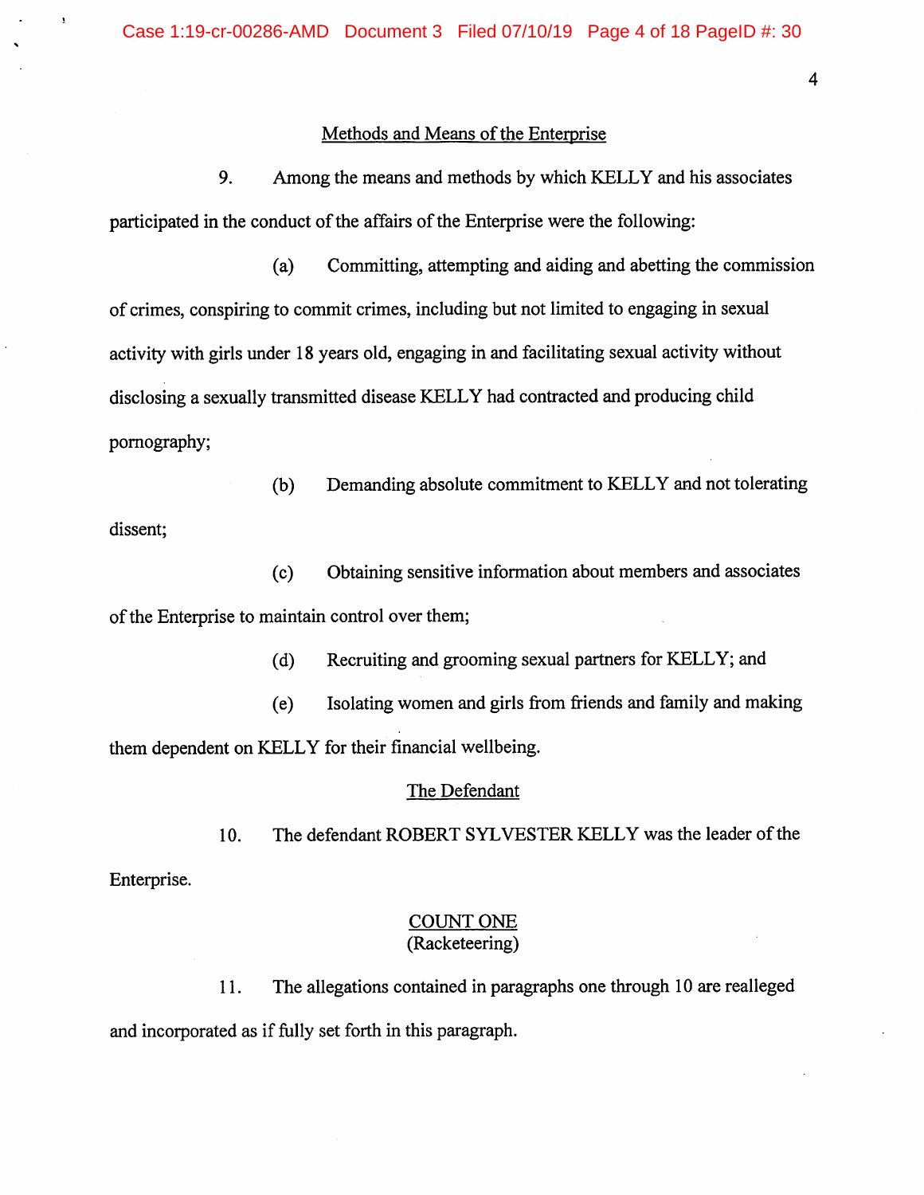## Methods and Means of the Enterprise

9. Among the means and methods by which KELLY and his associates participated in the conduct of the affairs of the Enterprise were the following:

(a) Committing, attempting and aiding and abetting the commission of crimes, conspiring to commit crimes, including but not limited to engaging in sexual activity with girls under 18 years old, engaging in and facilitating sexual activity without disclosing a sexually transmitted disease KELLY had contracted and producing child pornography;

(b) Demanding absolute commitment to KELLY and not tolerating dissent;

(c) Obtaining sensitive information about members and associates of the Enterprise to maintain control over them;

(d) Recruiting and grooming sexual partners for KELLY; and

(e) Isolating women and girls from friends and family and making them dependent on KELLY for their financial wellbeing.

## The Defendant

10. The defendant ROBERT SYLVESTER KELLY was the leader of the Enterprise.

## COUNT ONE
(Racketeering)

11. The allegations contained in paragraphs one through 10 are realleged and incorporated as if fully set forth in this paragraph.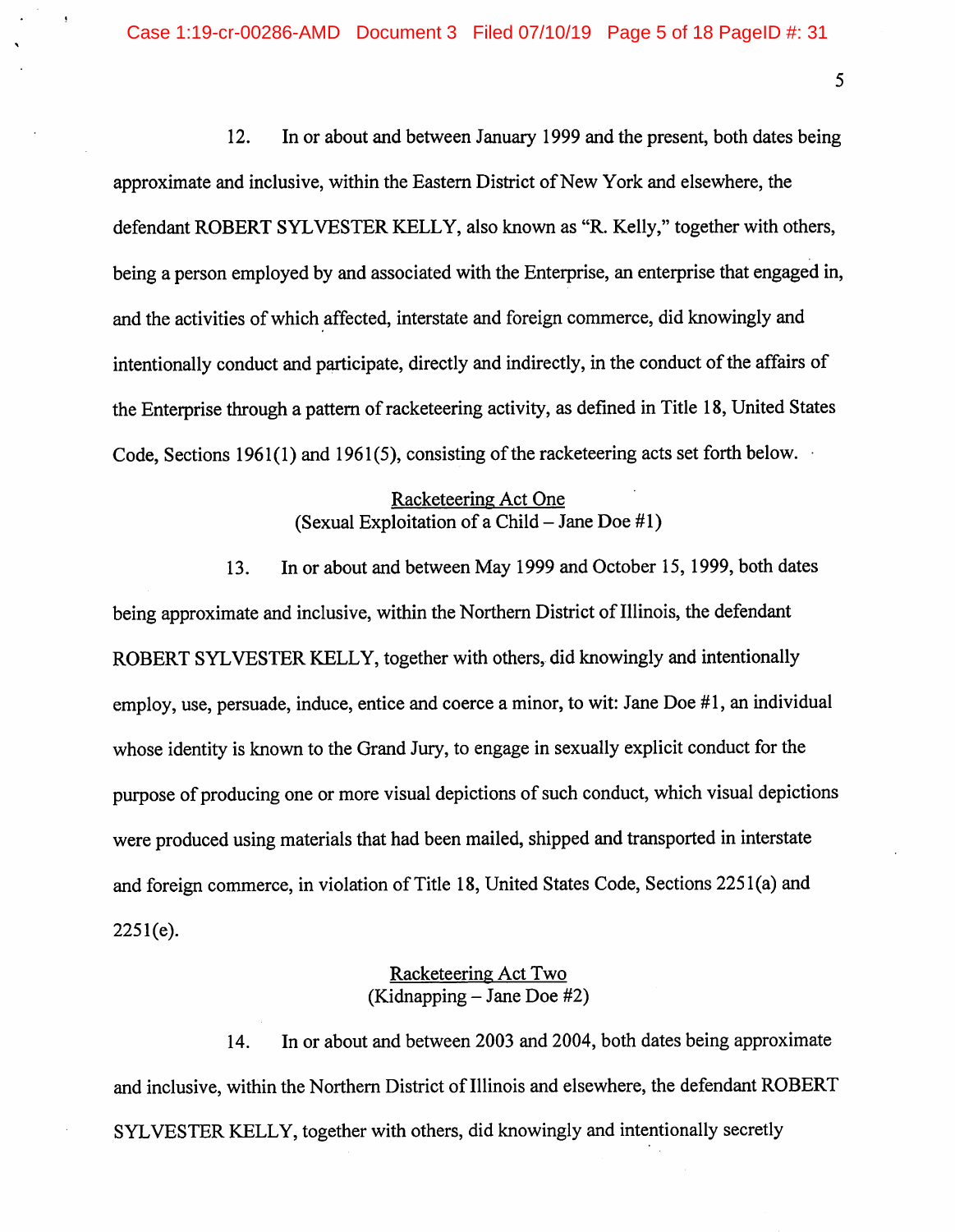12. In or about and between January 1999 and the present, both dates being approximate and inclusive, within the Eastern District of New York and elsewhere, the defendant ROBERT SYLVESTER KELLY, also known as "R. Kelly," together with others, being a person employed by and associated with the Enterprise, an enterprise that engaged in, and the activities of which affected, interstate and foreign commerce, did knowingly and intentionally conduct and participate, directly and indirectly, in the conduct of the affairs of the Enterprise through a pattern of racketeering activity, as defined in Title 18, United States Code, Sections 1961(1) and 1961(5), consisting of the racketeering acts set forth below.

<u>Racketeering Act One</u>
(Sexual Exploitation of a Child – Jane Doe #1)

13. In or about and between May 1999 and October 15, 1999, both dates being approximate and inclusive, within the Northern District of Illinois, the defendant ROBERT SYLVESTER KELLY, together with others, did knowingly and intentionally employ, use, persuade, induce, entice and coerce a minor, to wit: Jane Doe #1, an individual whose identity is known to the Grand Jury, to engage in sexually explicit conduct for the purpose of producing one or more visual depictions of such conduct, which visual depictions were produced using materials that had been mailed, shipped and transported in interstate and foreign commerce, in violation of Title 18, United States Code, Sections 2251(a) and 2251(e).

<u>Racketeering Act Two</u>
(Kidnapping – Jane Doe #2)

14. In or about and between 2003 and 2004, both dates being approximate and inclusive, within the Northern District of Illinois and elsewhere, the defendant ROBERT SYLVESTER KELLY, together with others, did knowingly and intentionally secretly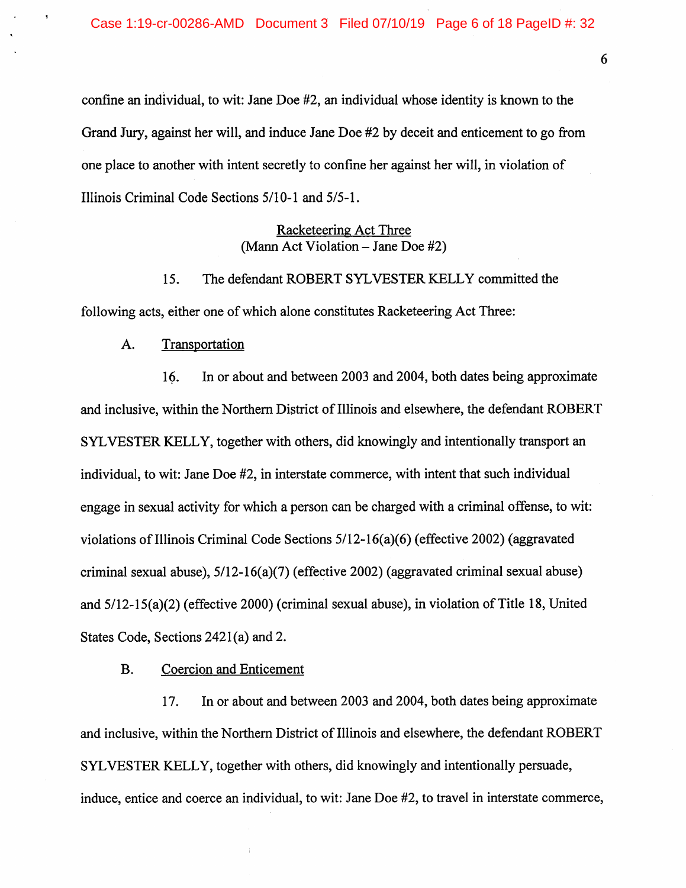confine an individual, to wit: Jane Doe #2, an individual whose identity is known to the Grand Jury, against her will, and induce Jane Doe #2 by deceit and enticement to go from one place to another with intent secretly to confine her against her will, in violation of Illinois Criminal Code Sections 5/10-1 and 5/5-1.

<u>Racketeering Act Three</u>
(Mann Act Violation – Jane Doe #2)

15. The defendant ROBERT SYLVESTER KELLY committed the following acts, either one of which alone constitutes Racketeering Act Three:

A. <u>Transportation</u>

16. In or about and between 2003 and 2004, both dates being approximate and inclusive, within the Northern District of Illinois and elsewhere, the defendant ROBERT SYLVESTER KELLY, together with others, did knowingly and intentionally transport an individual, to wit: Jane Doe #2, in interstate commerce, with intent that such individual engage in sexual activity for which a person can be charged with a criminal offense, to wit: violations of Illinois Criminal Code Sections 5/12-16(a)(6) (effective 2002) (aggravated criminal sexual abuse), 5/12-16(a)(7) (effective 2002) (aggravated criminal sexual abuse) and 5/12-15(a)(2) (effective 2000) (criminal sexual abuse), in violation of Title 18, United States Code, Sections 2421(a) and 2.

B. <u>Coercion and Enticement</u>

17. In or about and between 2003 and 2004, both dates being approximate and inclusive, within the Northern District of Illinois and elsewhere, the defendant ROBERT SYLVESTER KELLY, together with others, did knowingly and intentionally persuade, induce, entice and coerce an individual, to wit: Jane Doe #2, to travel in interstate commerce,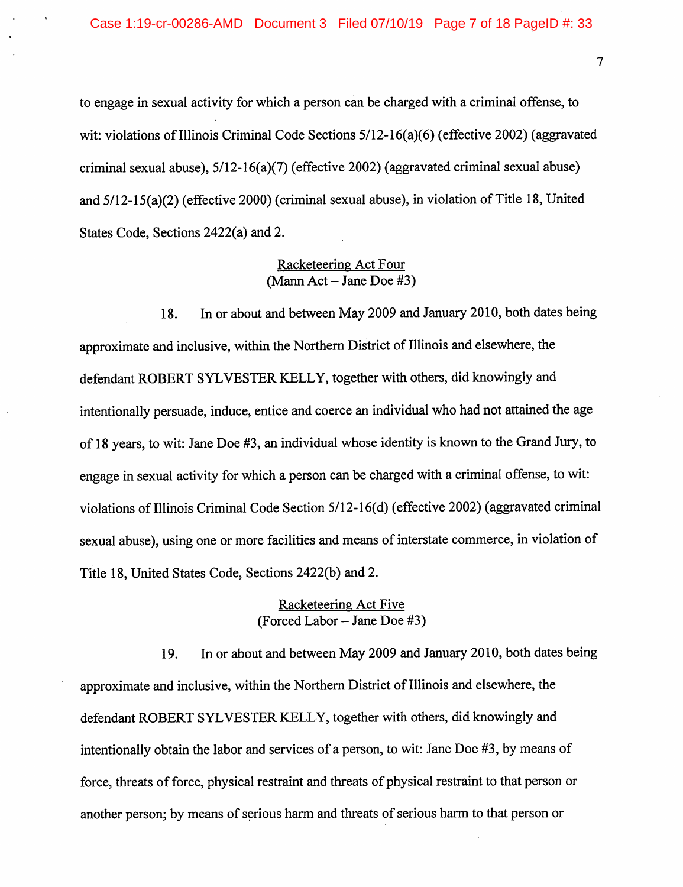to engage in sexual activity for which a person can be charged with a criminal offense, to wit: violations of Illinois Criminal Code Sections 5/12-16(a)(6) (effective 2002) (aggravated criminal sexual abuse), 5/12-16(a)(7) (effective 2002) (aggravated criminal sexual abuse) and 5/12-15(a)(2) (effective 2000) (criminal sexual abuse), in violation of Title 18, United States Code, Sections 2422(a) and 2.

<u>Racketeering Act Four</u>
(Mann Act – Jane Doe #3)

18. In or about and between May 2009 and January 2010, both dates being approximate and inclusive, within the Northern District of Illinois and elsewhere, the defendant ROBERT SYLVESTER KELLY, together with others, did knowingly and intentionally persuade, induce, entice and coerce an individual who had not attained the age of 18 years, to wit: Jane Doe #3, an individual whose identity is known to the Grand Jury, to engage in sexual activity for which a person can be charged with a criminal offense, to wit: violations of Illinois Criminal Code Section 5/12-16(d) (effective 2002) (aggravated criminal sexual abuse), using one or more facilities and means of interstate commerce, in violation of Title 18, United States Code, Sections 2422(b) and 2.

<u>Racketeering Act Five</u>
(Forced Labor – Jane Doe #3)

19. In or about and between May 2009 and January 2010, both dates being approximate and inclusive, within the Northern District of Illinois and elsewhere, the defendant ROBERT SYLVESTER KELLY, together with others, did knowingly and intentionally obtain the labor and services of a person, to wit: Jane Doe #3, by means of force, threats of force, physical restraint and threats of physical restraint to that person or another person; by means of serious harm and threats of serious harm to that person or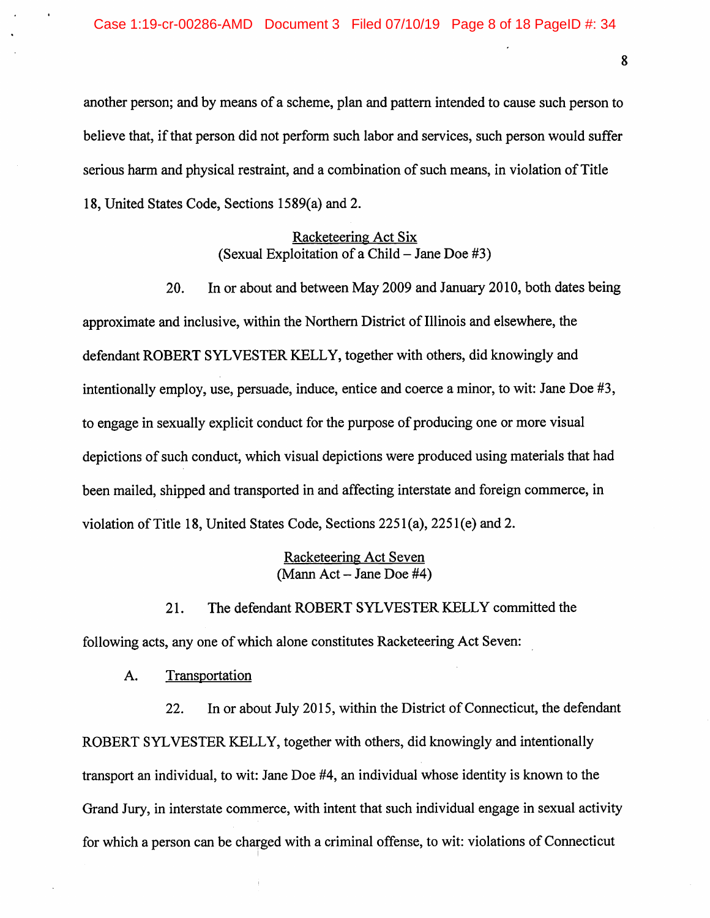another person; and by means of a scheme, plan and pattern intended to cause such person to believe that, if that person did not perform such labor and services, such person would suffer serious harm and physical restraint, and a combination of such means, in violation of Title 18, United States Code, Sections 1589(a) and 2.

<u>Racketeering Act Six</u>
(Sexual Exploitation of a Child – Jane Doe #3)

20. In or about and between May 2009 and January 2010, both dates being approximate and inclusive, within the Northern District of Illinois and elsewhere, the defendant ROBERT SYLVESTER KELLY, together with others, did knowingly and intentionally employ, use, persuade, induce, entice and coerce a minor, to wit: Jane Doe #3, to engage in sexually explicit conduct for the purpose of producing one or more visual depictions of such conduct, which visual depictions were produced using materials that had been mailed, shipped and transported in and affecting interstate and foreign commerce, in violation of Title 18, United States Code, Sections 2251(a), 2251(e) and 2.

<u>Racketeering Act Seven</u>
(Mann Act – Jane Doe #4)

21. The defendant ROBERT SYLVESTER KELLY committed the following acts, any one of which alone constitutes Racketeering Act Seven:

A. <u>Transportation</u>

22. In or about July 2015, within the District of Connecticut, the defendant ROBERT SYLVESTER KELLY, together with others, did knowingly and intentionally transport an individual, to wit: Jane Doe #4, an individual whose identity is known to the Grand Jury, in interstate commerce, with intent that such individual engage in sexual activity for which a person can be charged with a criminal offense, to wit: violations of Connecticut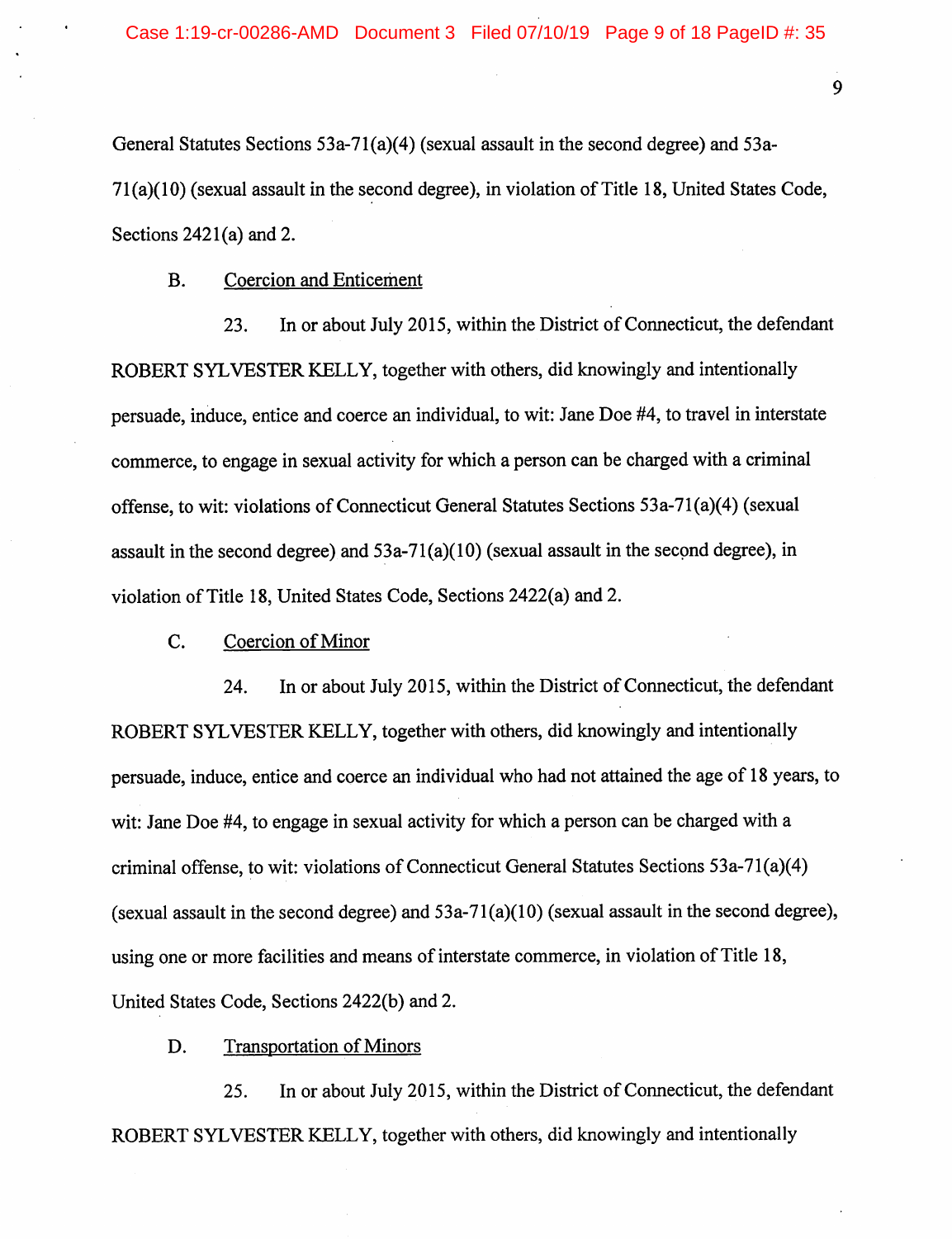General Statutes Sections 53a-71(a)(4) (sexual assault in the second degree) and 53a-71(a)(10) (sexual assault in the second degree), in violation of Title 18, United States Code, Sections 2421(a) and 2.

B. Coercion and Enticement

23. In or about July 2015, within the District of Connecticut, the defendant ROBERT SYLVESTER KELLY, together with others, did knowingly and intentionally persuade, induce, entice and coerce an individual, to wit: Jane Doe #4, to travel in interstate commerce, to engage in sexual activity for which a person can be charged with a criminal offense, to wit: violations of Connecticut General Statutes Sections 53a-71(a)(4) (sexual assault in the second degree) and 53a-71(a)(10) (sexual assault in the second degree), in violation of Title 18, United States Code, Sections 2422(a) and 2.

C. Coercion of Minor

24. In or about July 2015, within the District of Connecticut, the defendant ROBERT SYLVESTER KELLY, together with others, did knowingly and intentionally persuade, induce, entice and coerce an individual who had not attained the age of 18 years, to wit: Jane Doe #4, to engage in sexual activity for which a person can be charged with a criminal offense, to wit: violations of Connecticut General Statutes Sections 53a-71(a)(4) (sexual assault in the second degree) and 53a-71(a)(10) (sexual assault in the second degree), using one or more facilities and means of interstate commerce, in violation of Title 18, United States Code, Sections 2422(b) and 2.

D. Transportation of Minors

25. In or about July 2015, within the District of Connecticut, the defendant ROBERT SYLVESTER KELLY, together with others, did knowingly and intentionally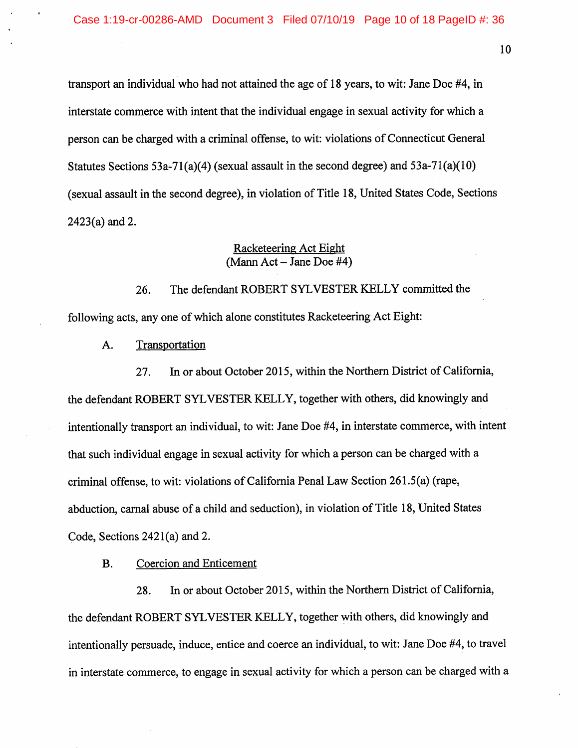transport an individual who had not attained the age of 18 years, to wit: Jane Doe #4, in interstate commerce with intent that the individual engage in sexual activity for which a person can be charged with a criminal offense, to wit: violations of Connecticut General Statutes Sections 53a-71(a)(4) (sexual assault in the second degree) and 53a-71(a)(10) (sexual assault in the second degree), in violation of Title 18, United States Code, Sections 2423(a) and 2.

<u>Racketeering Act Eight</u>
(Mann Act – Jane Doe #4)

26. The defendant ROBERT SYLVESTER KELLY committed the following acts, any one of which alone constitutes Racketeering Act Eight:

A. <u>Transportation</u>

27. In or about October 2015, within the Northern District of California, the defendant ROBERT SYLVESTER KELLY, together with others, did knowingly and intentionally transport an individual, to wit: Jane Doe #4, in interstate commerce, with intent that such individual engage in sexual activity for which a person can be charged with a criminal offense, to wit: violations of California Penal Law Section 261.5(a) (rape, abduction, carnal abuse of a child and seduction), in violation of Title 18, United States Code, Sections 2421(a) and 2.

B. <u>Coercion and Enticement</u>

28. In or about October 2015, within the Northern District of California, the defendant ROBERT SYLVESTER KELLY, together with others, did knowingly and intentionally persuade, induce, entice and coerce an individual, to wit: Jane Doe #4, to travel in interstate commerce, to engage in sexual activity for which a person can be charged with a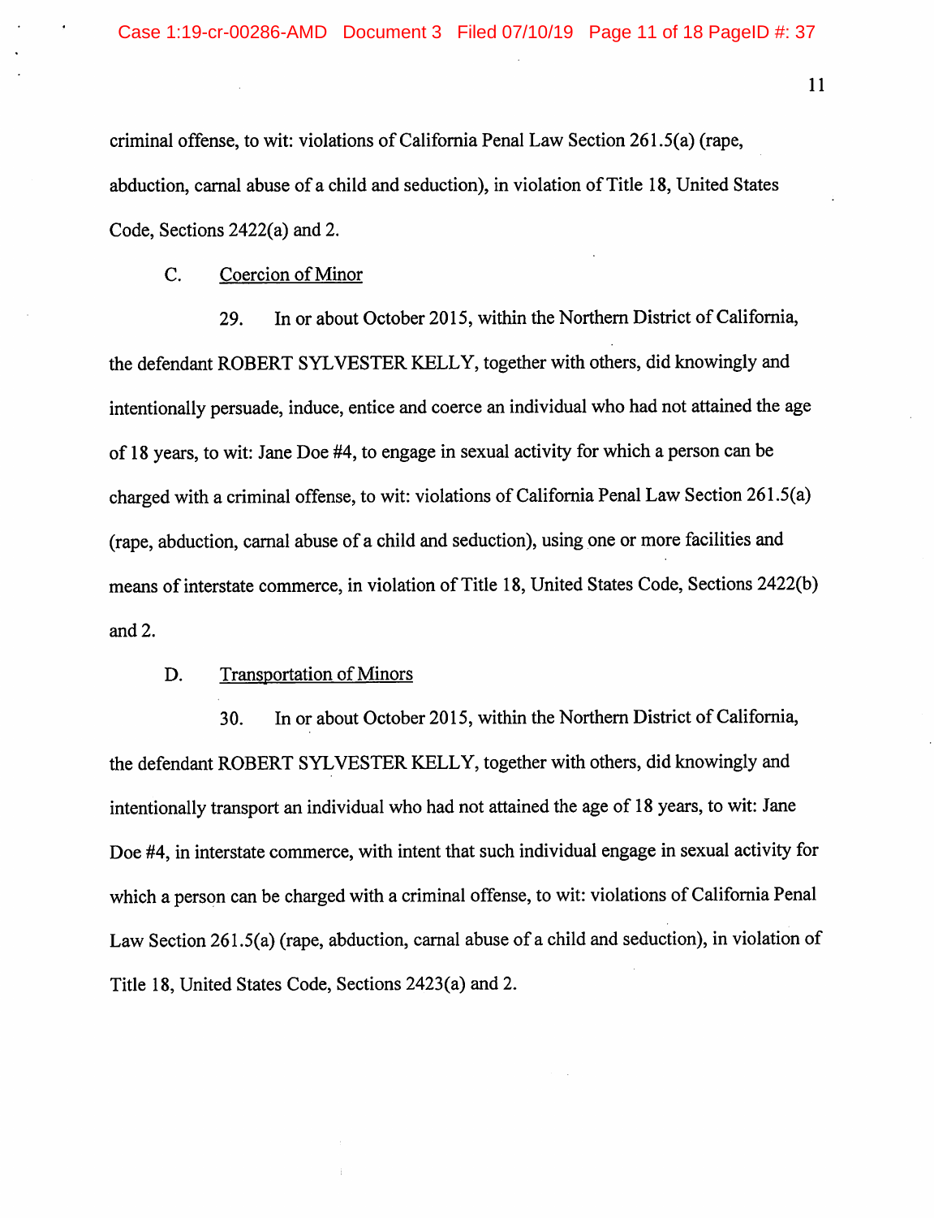criminal offense, to wit: violations of California Penal Law Section 261.5(a) (rape, abduction, carnal abuse of a child and seduction), in violation of Title 18, United States Code, Sections 2422(a) and 2.

C. Coercion of Minor

29. In or about October 2015, within the Northern District of California, the defendant ROBERT SYLVESTER KELLY, together with others, did knowingly and intentionally persuade, induce, entice and coerce an individual who had not attained the age of 18 years, to wit: Jane Doe #4, to engage in sexual activity for which a person can be charged with a criminal offense, to wit: violations of California Penal Law Section 261.5(a) (rape, abduction, carnal abuse of a child and seduction), using one or more facilities and means of interstate commerce, in violation of Title 18, United States Code, Sections 2422(b) and 2.

D. Transportation of Minors

30. In or about October 2015, within the Northern District of California, the defendant ROBERT SYLVESTER KELLY, together with others, did knowingly and intentionally transport an individual who had not attained the age of 18 years, to wit: Jane Doe #4, in interstate commerce, with intent that such individual engage in sexual activity for which a person can be charged with a criminal offense, to wit: violations of California Penal Law Section 261.5(a) (rape, abduction, carnal abuse of a child and seduction), in violation of Title 18, United States Code, Sections 2423(a) and 2.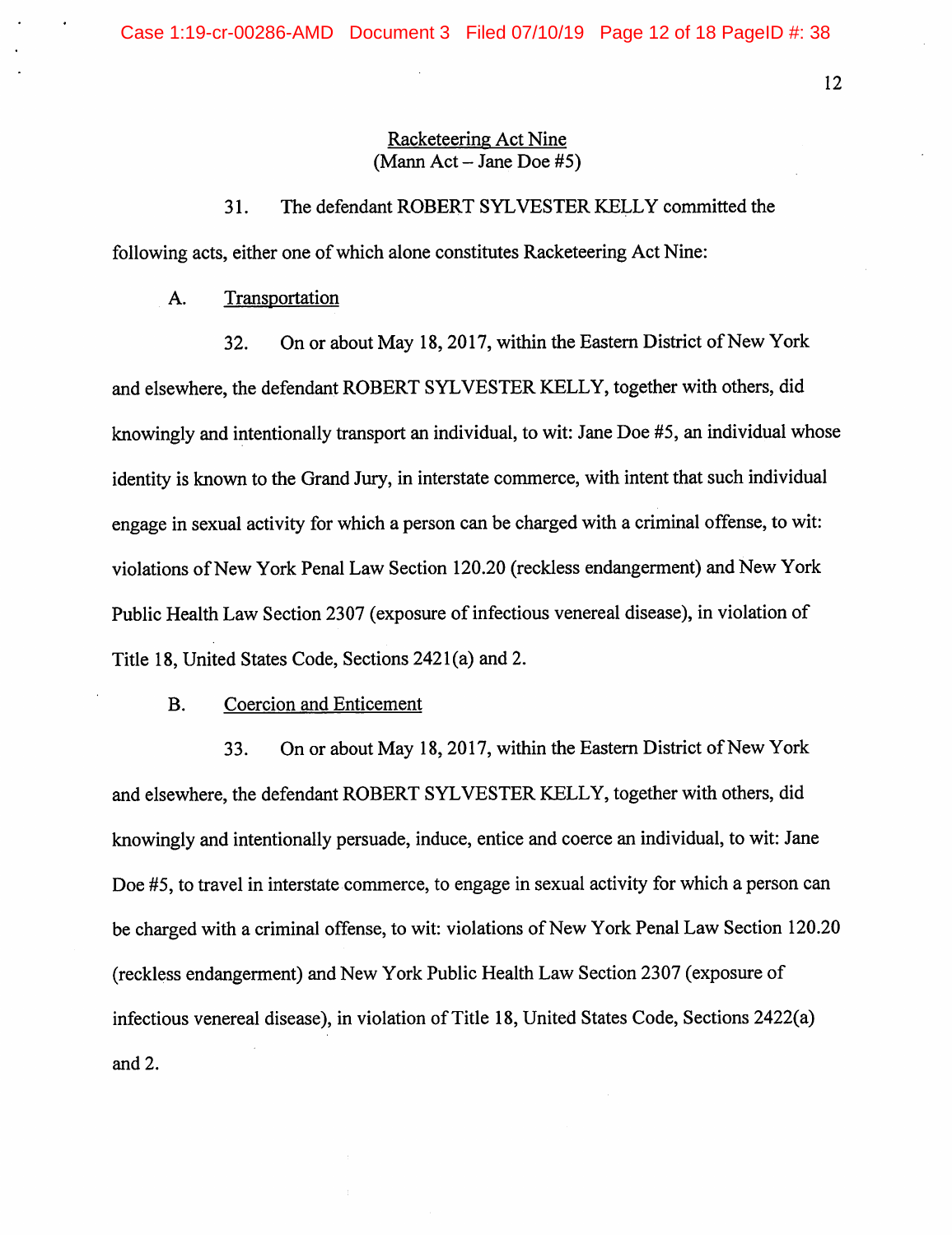## Racketeering Act Nine
(Mann Act – Jane Doe #5)

31. The defendant ROBERT SYLVESTER KELLY committed the following acts, either one of which alone constitutes Racketeering Act Nine:

A. Transportation

32. On or about May 18, 2017, within the Eastern District of New York and elsewhere, the defendant ROBERT SYLVESTER KELLY, together with others, did knowingly and intentionally transport an individual, to wit: Jane Doe #5, an individual whose identity is known to the Grand Jury, in interstate commerce, with intent that such individual engage in sexual activity for which a person can be charged with a criminal offense, to wit: violations of New York Penal Law Section 120.20 (reckless endangerment) and New York Public Health Law Section 2307 (exposure of infectious venereal disease), in violation of Title 18, United States Code, Sections 2421(a) and 2.

B. Coercion and Enticement

33. On or about May 18, 2017, within the Eastern District of New York and elsewhere, the defendant ROBERT SYLVESTER KELLY, together with others, did knowingly and intentionally persuade, induce, entice and coerce an individual, to wit: Jane Doe #5, to travel in interstate commerce, to engage in sexual activity for which a person can be charged with a criminal offense, to wit: violations of New York Penal Law Section 120.20 (reckless endangerment) and New York Public Health Law Section 2307 (exposure of infectious venereal disease), in violation of Title 18, United States Code, Sections 2422(a) and 2.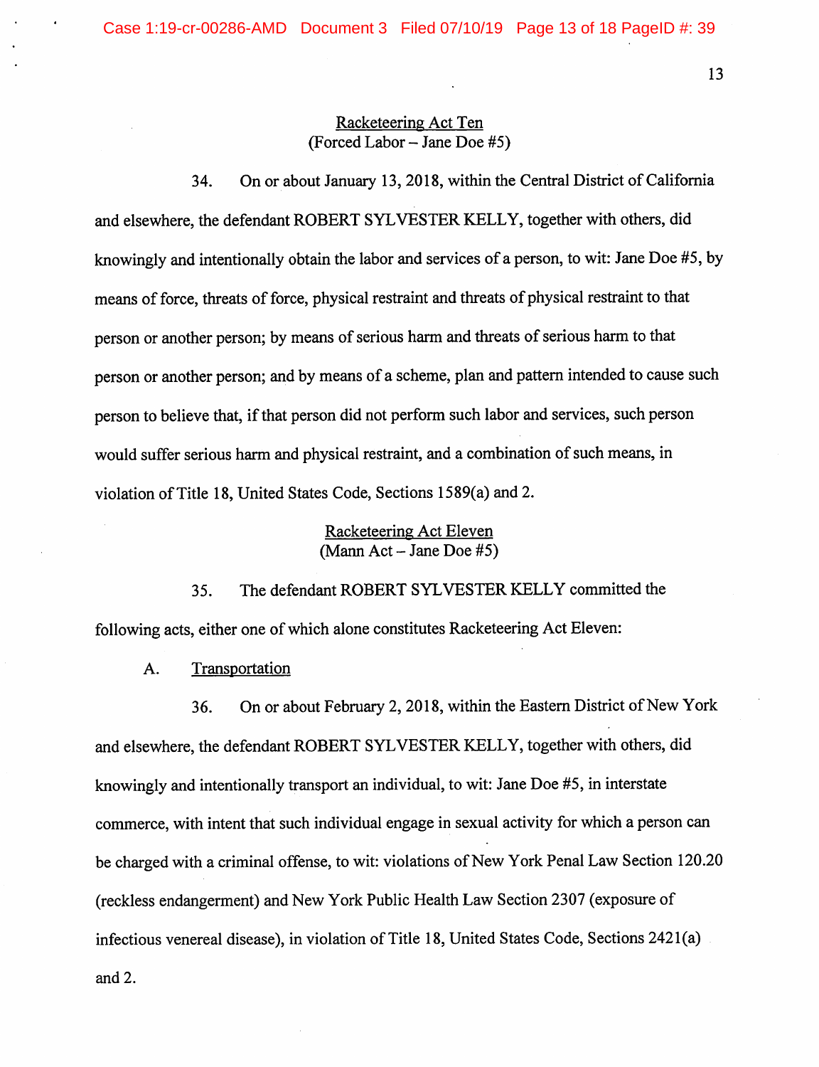Racketeering Act Ten
(Forced Labor – Jane Doe #5)

34. On or about January 13, 2018, within the Central District of California and elsewhere, the defendant ROBERT SYLVESTER KELLY, together with others, did knowingly and intentionally obtain the labor and services of a person, to wit: Jane Doe #5, by means of force, threats of force, physical restraint and threats of physical restraint to that person or another person; by means of serious harm and threats of serious harm to that person or another person; and by means of a scheme, plan and pattern intended to cause such person to believe that, if that person did not perform such labor and services, such person would suffer serious harm and physical restraint, and a combination of such means, in violation of Title 18, United States Code, Sections 1589(a) and 2.

Racketeering Act Eleven
(Mann Act – Jane Doe #5)

35. The defendant ROBERT SYLVESTER KELLY committed the following acts, either one of which alone constitutes Racketeering Act Eleven:

A. Transportation

36. On or about February 2, 2018, within the Eastern District of New York and elsewhere, the defendant ROBERT SYLVESTER KELLY, together with others, did knowingly and intentionally transport an individual, to wit: Jane Doe #5, in interstate commerce, with intent that such individual engage in sexual activity for which a person can be charged with a criminal offense, to wit: violations of New York Penal Law Section 120.20 (reckless endangerment) and New York Public Health Law Section 2307 (exposure of infectious venereal disease), in violation of Title 18, United States Code, Sections 2421(a) and 2.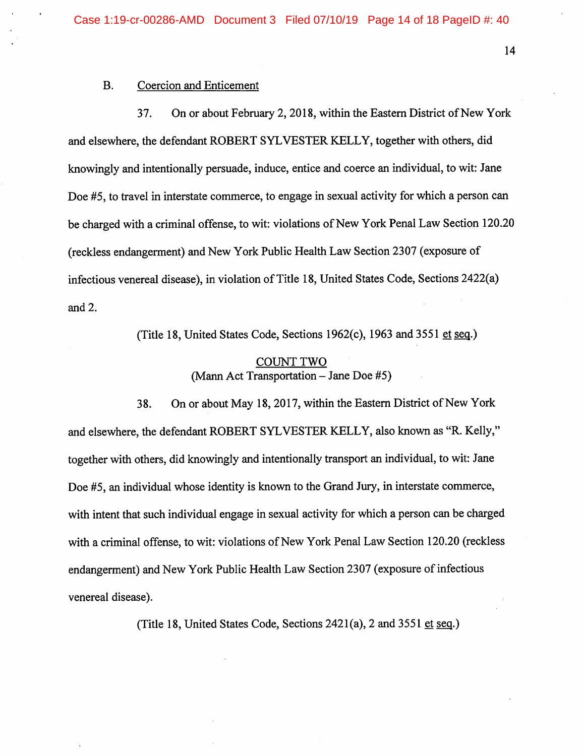B. Coercion and Enticement

37. On or about February 2, 2018, within the Eastern District of New York and elsewhere, the defendant ROBERT SYLVESTER KELLY, together with others, did knowingly and intentionally persuade, induce, entice and coerce an individual, to wit: Jane Doe #5, to travel in interstate commerce, to engage in sexual activity for which a person can be charged with a criminal offense, to wit: violations of New York Penal Law Section 120.20 (reckless endangerment) and New York Public Health Law Section 2307 (exposure of infectious venereal disease), in violation of Title 18, United States Code, Sections 2422(a) and 2.

(Title 18, United States Code, Sections 1962(c), 1963 and 3551 et seq.)

COUNT TWO
(Mann Act Transportation – Jane Doe #5)

38. On or about May 18, 2017, within the Eastern District of New York and elsewhere, the defendant ROBERT SYLVESTER KELLY, also known as "R. Kelly," together with others, did knowingly and intentionally transport an individual, to wit: Jane Doe #5, an individual whose identity is known to the Grand Jury, in interstate commerce, with intent that such individual engage in sexual activity for which a person can be charged with a criminal offense, to wit: violations of New York Penal Law Section 120.20 (reckless endangerment) and New York Public Health Law Section 2307 (exposure of infectious venereal disease).

(Title 18, United States Code, Sections 2421(a), 2 and 3551 et seq.)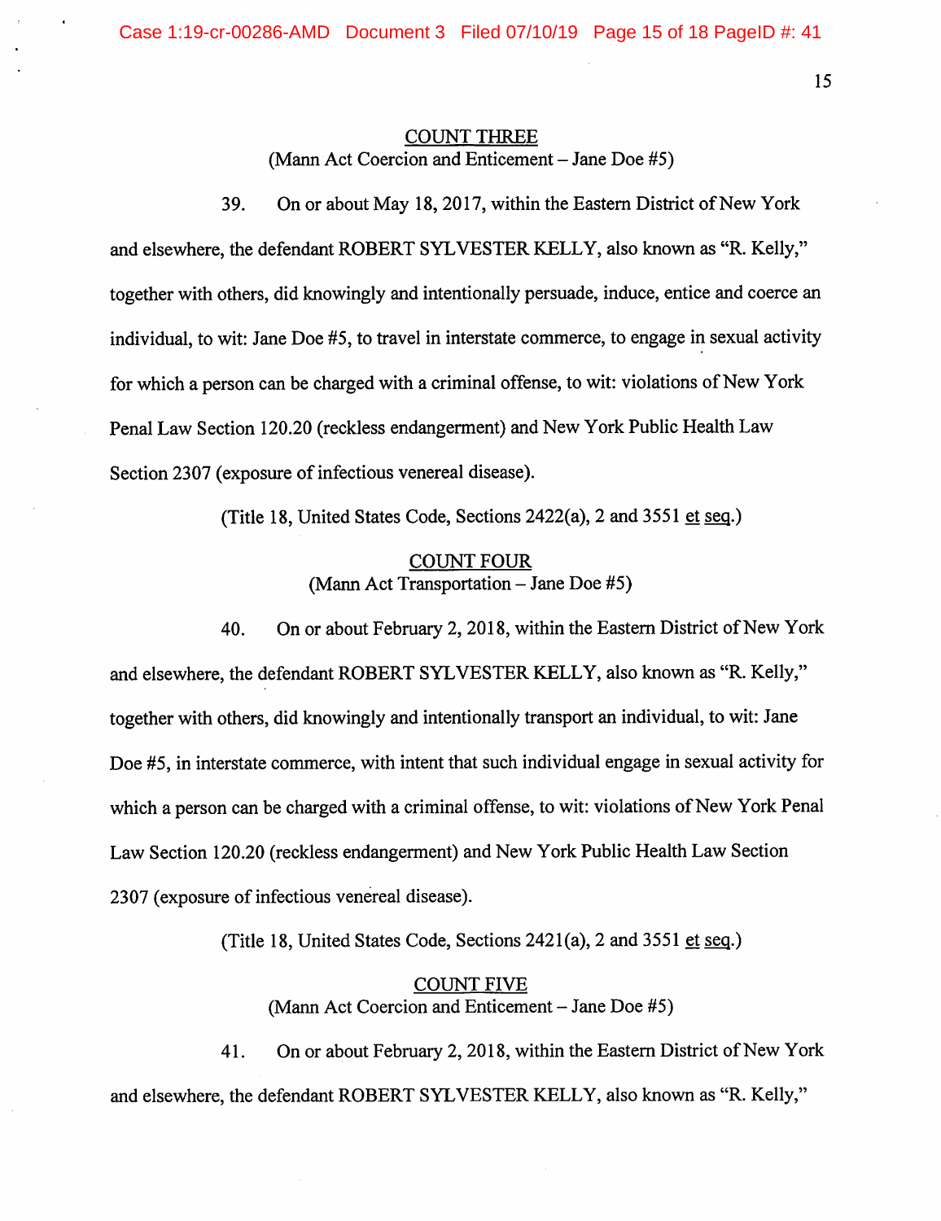COUNT THREE
(Mann Act Coercion and Enticement – Jane Doe #5)

39. On or about May 18, 2017, within the Eastern District of New York and elsewhere, the defendant ROBERT SYLVESTER KELLY, also known as "R. Kelly," together with others, did knowingly and intentionally persuade, induce, entice and coerce an individual, to wit: Jane Doe #5, to travel in interstate commerce, to engage in sexual activity for which a person can be charged with a criminal offense, to wit: violations of New York Penal Law Section 120.20 (reckless endangerment) and New York Public Health Law Section 2307 (exposure of infectious venereal disease).

(Title 18, United States Code, Sections 2422(a), 2 and 3551 et seq.)

COUNT FOUR
(Mann Act Transportation – Jane Doe #5)

40. On or about February 2, 2018, within the Eastern District of New York and elsewhere, the defendant ROBERT SYLVESTER KELLY, also known as "R. Kelly," together with others, did knowingly and intentionally transport an individual, to wit: Jane Doe #5, in interstate commerce, with intent that such individual engage in sexual activity for which a person can be charged with a criminal offense, to wit: violations of New York Penal Law Section 120.20 (reckless endangerment) and New York Public Health Law Section 2307 (exposure of infectious venereal disease).

(Title 18, United States Code, Sections 2421(a), 2 and 3551 et seq.)

COUNT FIVE
(Mann Act Coercion and Enticement – Jane Doe #5)

41. On or about February 2, 2018, within the Eastern District of New York and elsewhere, the defendant ROBERT SYLVESTER KELLY, also known as "R. Kelly,"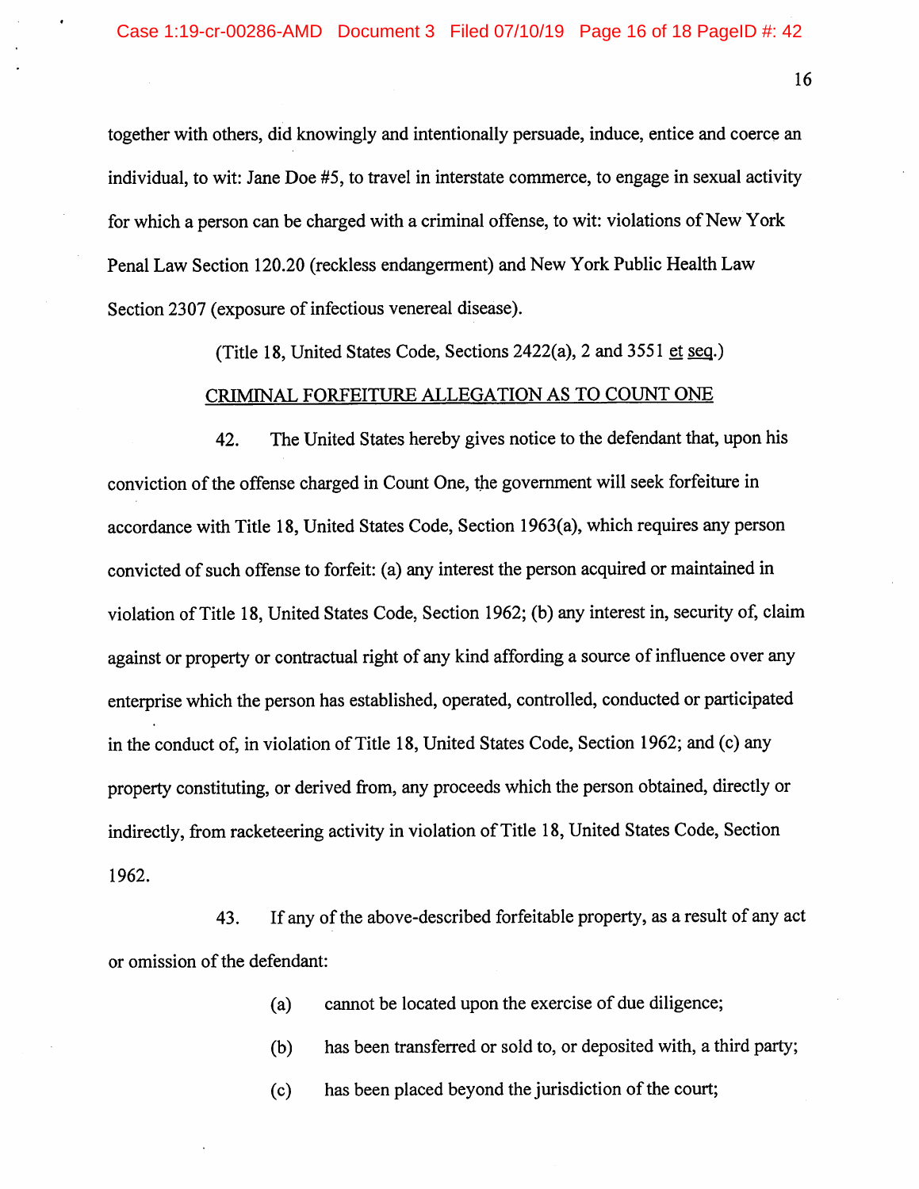together with others, did knowingly and intentionally persuade, induce, entice and coerce an individual, to wit: Jane Doe #5, to travel in interstate commerce, to engage in sexual activity for which a person can be charged with a criminal offense, to wit: violations of New York Penal Law Section 120.20 (reckless endangerment) and New York Public Health Law Section 2307 (exposure of infectious venereal disease).

(Title 18, United States Code, Sections 2422(a), 2 and 3551 et seq.)

CRIMINAL FORFEITURE ALLEGATION AS TO COUNT ONE

42. The United States hereby gives notice to the defendant that, upon his conviction of the offense charged in Count One, the government will seek forfeiture in accordance with Title 18, United States Code, Section 1963(a), which requires any person convicted of such offense to forfeit: (a) any interest the person acquired or maintained in violation of Title 18, United States Code, Section 1962; (b) any interest in, security of, claim against or property or contractual right of any kind affording a source of influence over any enterprise which the person has established, operated, controlled, conducted or participated in the conduct of, in violation of Title 18, United States Code, Section 1962; and (c) any property constituting, or derived from, any proceeds which the person obtained, directly or indirectly, from racketeering activity in violation of Title 18, United States Code, Section 1962.

43. If any of the above-described forfeitable property, as a result of any act or omission of the defendant:

(a) cannot be located upon the exercise of due diligence;

(b) has been transferred or sold to, or deposited with, a third party;

(c) has been placed beyond the jurisdiction of the court;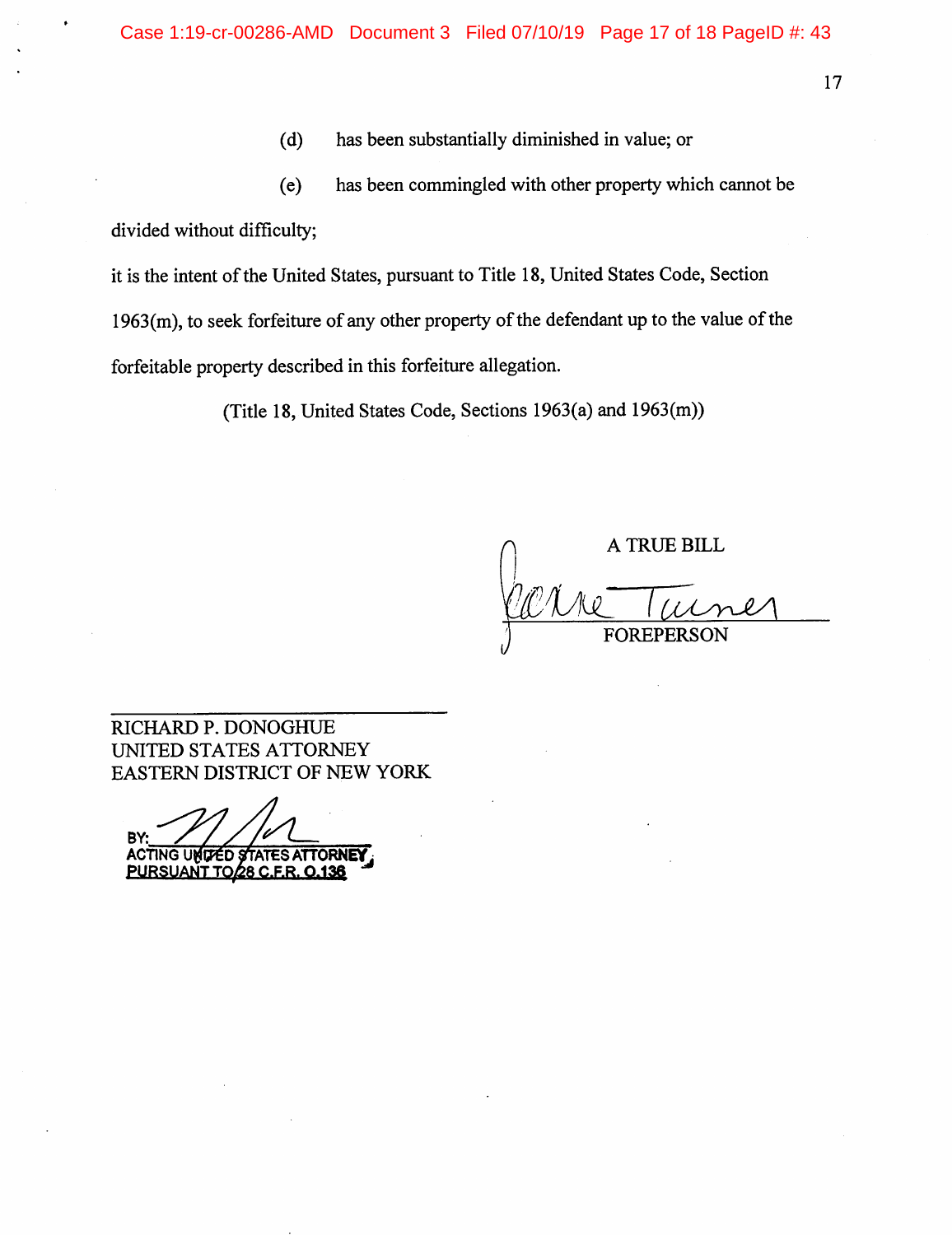(d) has been substantially diminished in value; or

(e) has been commingled with other property which cannot be divided without difficulty;

it is the intent of the United States, pursuant to Title 18, United States Code, Section 1963(m), to seek forfeiture of any other property of the defendant up to the value of the forfeitable property described in this forfeiture allegation.

(Title 18, United States Code, Sections 1963(a) and 1963(m))

A TRUE BILL

FOREPERSON

RICHARD P. DONOGHUE
UNITED STATES ATTORNEY
EASTERN DISTRICT OF NEW YORK

BY:
ACTING UNITED STATES ATTORNEY
PURSUANT TO 28 C.F.R. 0.136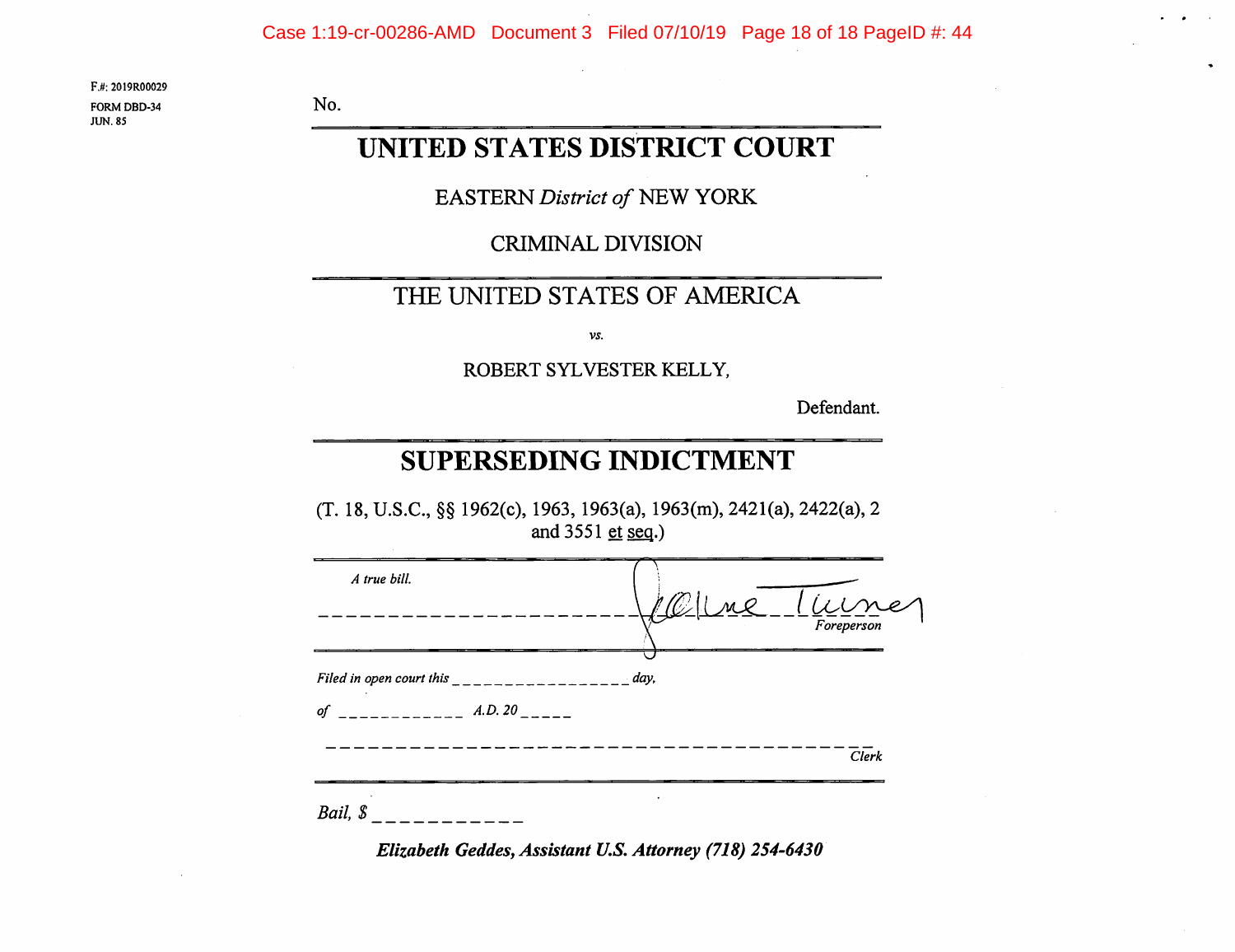F.#: 2019R00029
FORM DBD-34
JUN. 85

No.

# UNITED STATES DISTRICT COURT

EASTERN *District of* NEW YORK

CRIMINAL DIVISION

THE UNITED STATES OF AMERICA

*vs.*

ROBERT SYLVESTER KELLY,

Defendant.

# SUPERSEDING INDICTMENT

(T. 18, U.S.C., §§ 1962(c), 1963, 1963(a), 1963(m), 2421(a), 2422(a), 2 and 3551 et seq.)

*A true bill.*

______________________ *Foreperson*

*Filed in open court this* _________________ *day,*

*of* ____________ *A.D. 20* _____

______________________________________ *Clerk*

*Bail, $* ___________

***Elizabeth Geddes, Assistant U.S. Attorney (718) 254-6430***